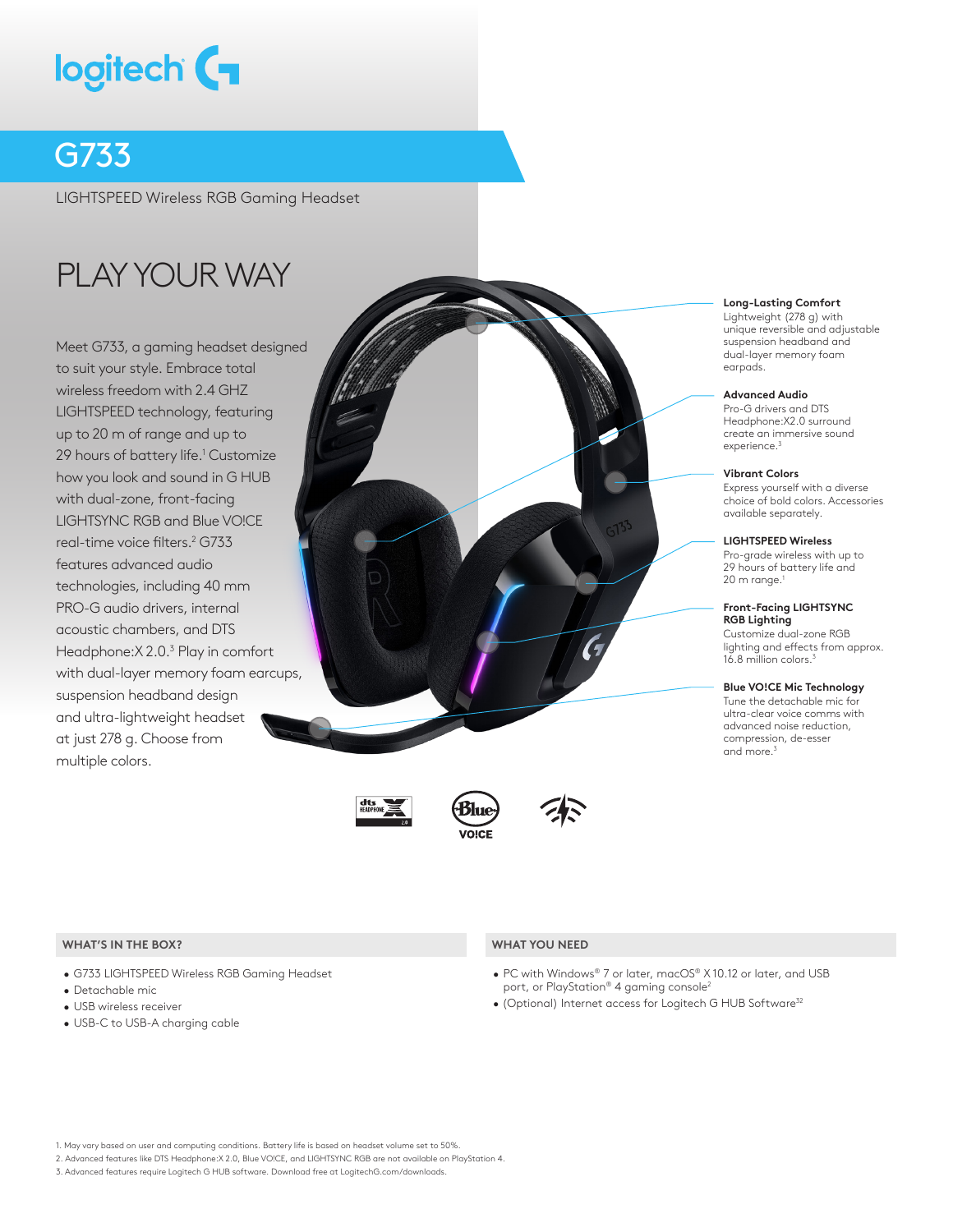# G733

LIGHTSPEED Wireless RGB Gaming Headset

## PLAY YOUR WAY

Meet G733, a gaming headset designed to suit your style. Embrace total wireless freedom with 2.4 GHZ LIGHTSPEED technology, featuring up to 20 m of range and up to 29 hours of battery life.[1] Customize how you look and sound in G HUB with dual-zone, front-facing LIGHTSYNC RGB and Blue VO!CE real-time voice filters.[2] G733 features advanced audio technologies, including 40 mm PRO-G audio drivers, internal acoustic chambers, and DTS Headphone:X 2.0.[3] Play in comfort with dual-layer memory foam earcups, suspension headband design and ultra-lightweight headset at just 278 g. Choose from multiple colors.

**Long-Lasting Comfort**
Lightweight (278 g) with unique reversible and adjustable suspension headband and dual-layer memory foam earpads.

**Advanced Audio**
Pro-G drivers and DTS Headphone:X2.0 surround create an immersive sound experience.[3]

**Vibrant Colors**
Express yourself with a diverse choice of bold colors. Accessories available separately.

**LIGHTSPEED Wireless**
Pro-grade wireless with up to 29 hours of battery life and 20 m range.[1]

**Front-Facing LIGHTSYNC RGB Lighting**
Customize dual-zone RGB lighting and effects from approx. 16.8 million colors.[3]

**Blue VO!CE Mic Technology**
Tune the detachable mic for ultra-clear voice comms with advanced noise reduction, compression, de-esser and more.[3]

### WHAT'S IN THE BOX?

- G733 LIGHTSPEED Wireless RGB Gaming Headset
- Detachable mic
- USB wireless receiver
- USB-C to USB-A charging cable

### WHAT YOU NEED

- PC with Windows® 7 or later, macOS® X 10.12 or later, and USB port, or PlayStation® 4 gaming console[2]
- (Optional) Internet access for Logitech G HUB Software[32]

1. May vary based on user and computing conditions. Battery life is based on headset volume set to 50%.
2. Advanced features like DTS Headphone:X 2.0, Blue VO!CE, and LIGHTSYNC RGB are not available on PlayStation 4.
3. Advanced features require Logitech G HUB software. Download free at LogitechG.com/downloads.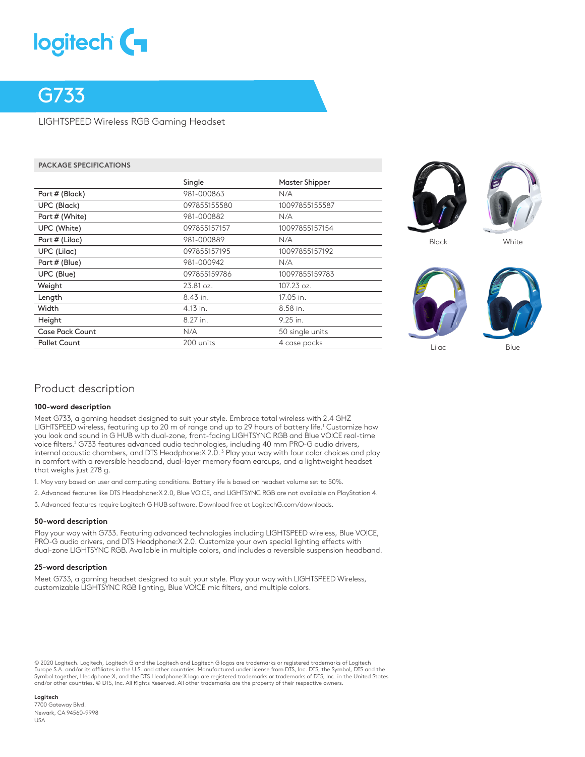# G733

LIGHTSPEED Wireless RGB Gaming Headset

## PACKAGE SPECIFICATIONS

| | Single | Master Shipper |
| --- | --- | --- |
| Part # (Black) | 981-000863 | N/A |
| UPC (Black) | 097855155580 | 10097855155587 |
| Part # (White) | 981-000882 | N/A |
| UPC (White) | 097855157157 | 10097855157154 |
| Part # (Lilac) | 981-000889 | N/A |
| UPC (Lilac) | 097855157195 | 10097855157192 |
| Part # (Blue) | 981-000942 | N/A |
| UPC (Blue) | 097855159786 | 10097855159783 |
| Weight | 23.81 oz. | 107.23 oz. |
| Length | 8.43 in. | 17.05 in. |
| Width | 4.13 in. | 8.58 in. |
| Height | 8.27 in. | 9.25 in. |
| Case Pack Count | N/A | 50 single units |
| Pallet Count | 200 units | 4 case packs |

Black

White

Lilac

Blue

## Product description

### 100-word description

Meet G733, a gaming headset designed to suit your style. Embrace total wireless with 2.4 GHZ LIGHTSPEED wireless, featuring up to 20 m of range and up to 29 hours of battery life.[1] Customize how you look and sound in G HUB with dual-zone, front-facing LIGHTSYNC RGB and Blue VO!CE real-time voice filters.[2] G733 features advanced audio technologies, including 40 mm PRO-G audio drivers, internal acoustic chambers, and DTS Headphone:X 2.0.[3] Play your way with four color choices and play in comfort with a reversible headband, dual-layer memory foam earcups, and a lightweight headset that weighs just 278 g.

1. May vary based on user and computing conditions. Battery life is based on headset volume set to 50%.
2. Advanced features like DTS Headphone:X 2.0, Blue VO!CE, and LIGHTSYNC RGB are not available on PlayStation 4.
3. Advanced features require Logitech G HUB software. Download free at LogitechG.com/downloads.

### 50-word description

Play your way with G733. Featuring advanced technologies including LIGHTSPEED wireless, Blue VO!CE, PRO-G audio drivers, and DTS Headphone:X 2.0. Customize your own special lighting effects with dual-zone LIGHTSYNC RGB. Available in multiple colors, and includes a reversible suspension headband.

### 25-word description

Meet G733, a gaming headset designed to suit your style. Play your way with LIGHTSPEED Wireless, customizable LIGHTSYNC RGB lighting, Blue VO!CE mic filters, and multiple colors.

© 2020 Logitech. Logitech, Logitech G and the Logitech and Logitech G logos are trademarks or registered trademarks of Logitech Europe S.A. and/or its affiliates in the U.S. and other countries. Manufactured under license from DTS, Inc. DTS, the Symbol, DTS and the Symbol together, Headphone:X, and the DTS Headphone:X logo are registered trademarks or trademarks of DTS, Inc. in the United States and/or other countries. © DTS, Inc. All Rights Reserved. All other trademarks are the property of their respective owners.

**Logitech**
7700 Gateway Blvd.
Newark, CA 94560-9998
USA